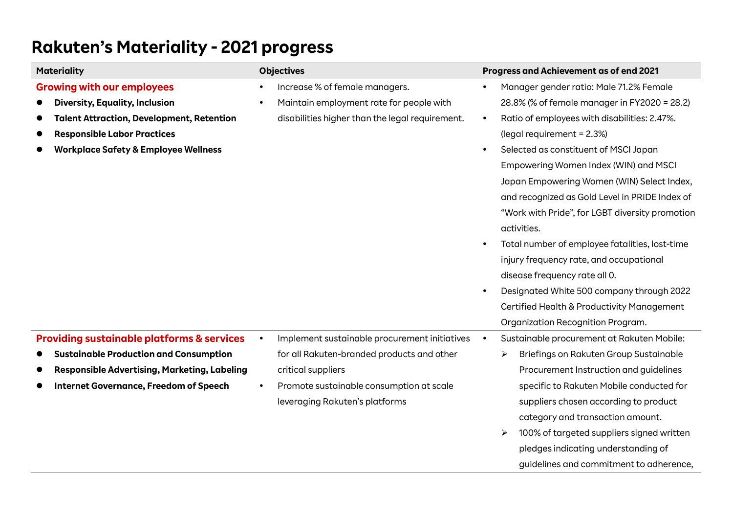# Rakuten's Materiality - 2021 progress

| Materiality | Objectives | Progress and Achievement as of end 2021 |
|---|---|---|
| **Growing with our employees**<br>• **Diversity, Equality, Inclusion**<br>• **Talent Attraction, Development, Retention**<br>• **Responsible Labor Practices**<br>• **Workplace Safety & Employee Wellness** | • Increase % of female managers.<br>• Maintain employment rate for people with disabilities higher than the legal requirement. | • Manager gender ratio: Male 71.2% Female 28.8% (% of female manager in FY2020 = 28.2)<br>• Ratio of employees with disabilities: 2.47%. (legal requirement = 2.3%)<br>• Selected as constituent of MSCI Japan Empowering Women Index (WIN) and MSCI Japan Empowering Women (WIN) Select Index, and recognized as Gold Level in PRIDE Index of "Work with Pride", for LGBT diversity promotion activities.<br>• Total number of employee fatalities, lost-time injury frequency rate, and occupational disease frequency rate all 0.<br>• Designated White 500 company through 2022 Certified Health & Productivity Management Organization Recognition Program. |
| **Providing sustainable platforms & services**<br>• **Sustainable Production and Consumption**<br>• **Responsible Advertising, Marketing, Labeling**<br>• **Internet Governance, Freedom of Speech** | • Implement sustainable procurement initiatives for all Rakuten-branded products and other critical suppliers<br>• Promote sustainable consumption at scale leveraging Rakuten's platforms | • Sustainable procurement at Rakuten Mobile:<br>➢ Briefings on Rakuten Group Sustainable Procurement Instruction and guidelines specific to Rakuten Mobile conducted for suppliers chosen according to product category and transaction amount.<br>➢ 100% of targeted suppliers signed written pledges indicating understanding of guidelines and commitment to adherence, |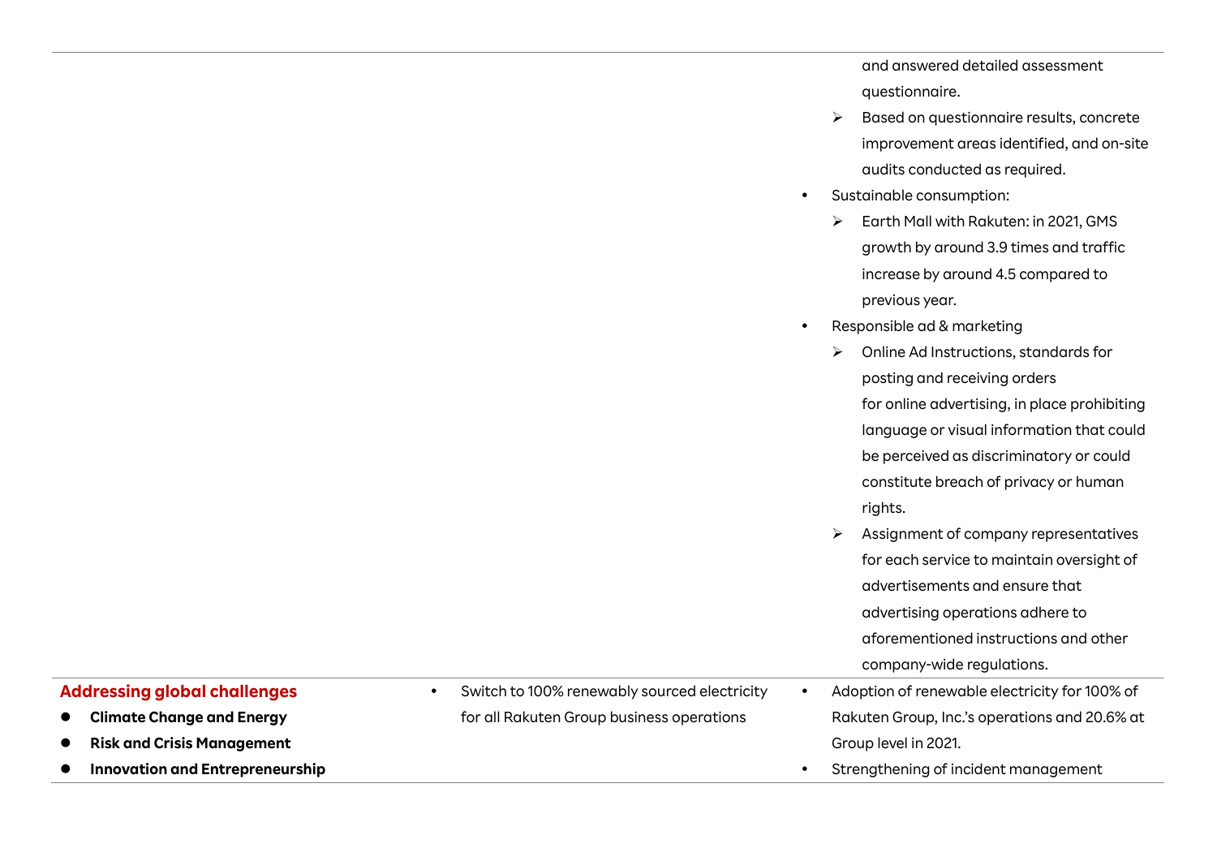| | | |
|---|---|---|
| | | and answered detailed assessment questionnaire.<br>➢ Based on questionnaire results, concrete improvement areas identified, and on-site audits conducted as required.<br>• Sustainable consumption:<br>➢ Earth Mall with Rakuten: in 2021, GMS growth by around 3.9 times and traffic increase by around 4.5 compared to previous year.<br>• Responsible ad & marketing<br>➢ Online Ad Instructions, standards for posting and receiving orders for online advertising, in place prohibiting language or visual information that could be perceived as discriminatory or could constitute breach of privacy or human rights.<br>➢ Assignment of company representatives for each service to maintain oversight of advertisements and ensure that advertising operations adhere to aforementioned instructions and other company-wide regulations. |
| **Addressing global challenges**<br>● **Climate Change and Energy**<br>● **Risk and Crisis Management**<br>● **Innovation and Entrepreneurship** | • Switch to 100% renewably sourced electricity for all Rakuten Group business operations | • Adoption of renewable electricity for 100% of Rakuten Group, Inc.'s operations and 20.6% at Group level in 2021.<br>• Strengthening of incident management |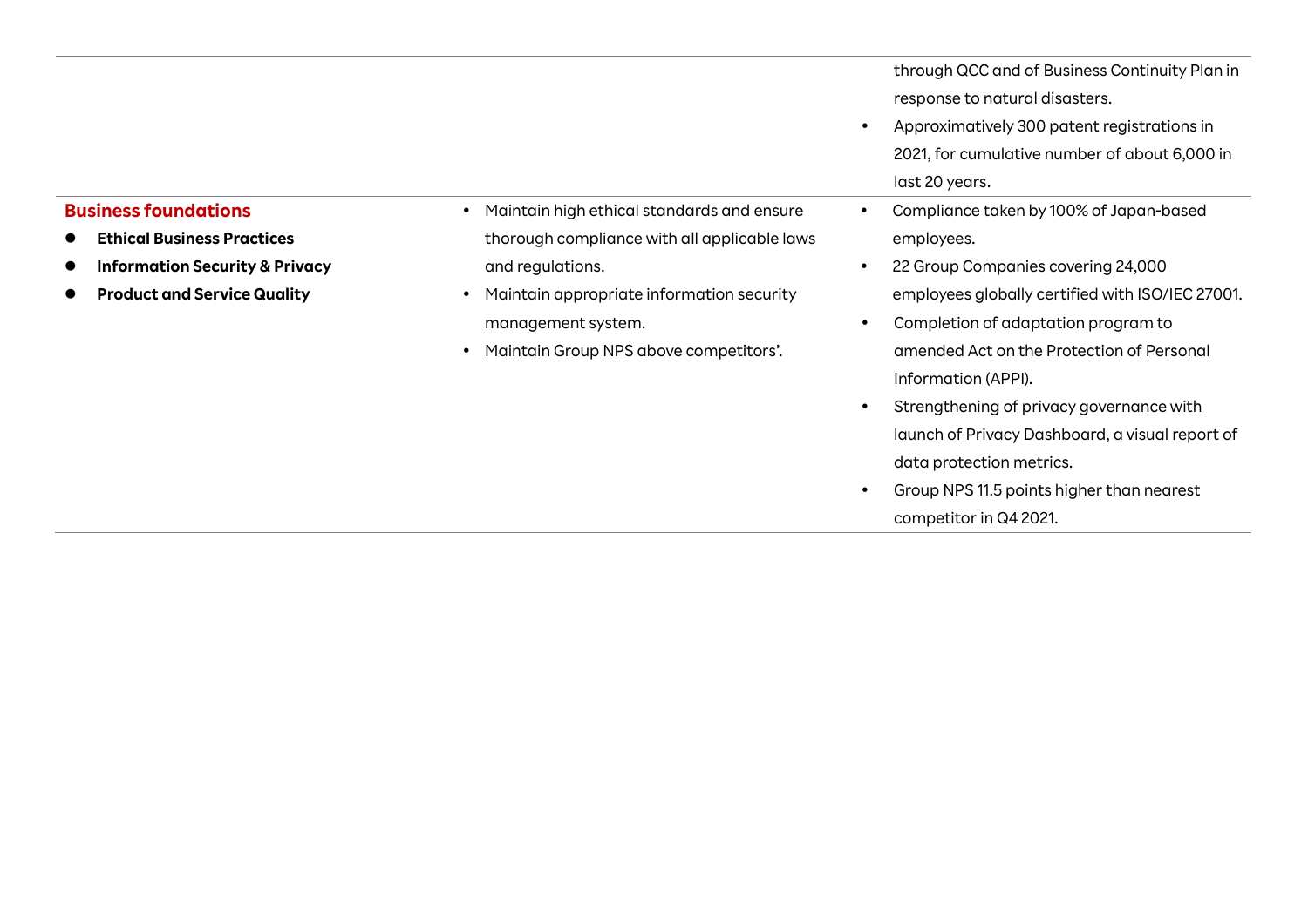| | | |
|---|---|---|
| | | through QCC and of Business Continuity Plan in response to natural disasters.<br>• Approximatively 300 patent registrations in 2021, for cumulative number of about 6,000 in last 20 years. |
| **Business foundations**<br>• **Ethical Business Practices**<br>• **Information Security & Privacy**<br>• **Product and Service Quality** | • Maintain high ethical standards and ensure thorough compliance with all applicable laws and regulations.<br>• Maintain appropriate information security management system.<br>• Maintain Group NPS above competitors'. | • Compliance taken by 100% of Japan-based employees.<br>• 22 Group Companies covering 24,000 employees globally certified with ISO/IEC 27001.<br>• Completion of adaptation program to amended Act on the Protection of Personal Information (APPI).<br>• Strengthening of privacy governance with launch of Privacy Dashboard, a visual report of data protection metrics.<br>• Group NPS 11.5 points higher than nearest competitor in Q4 2021. |